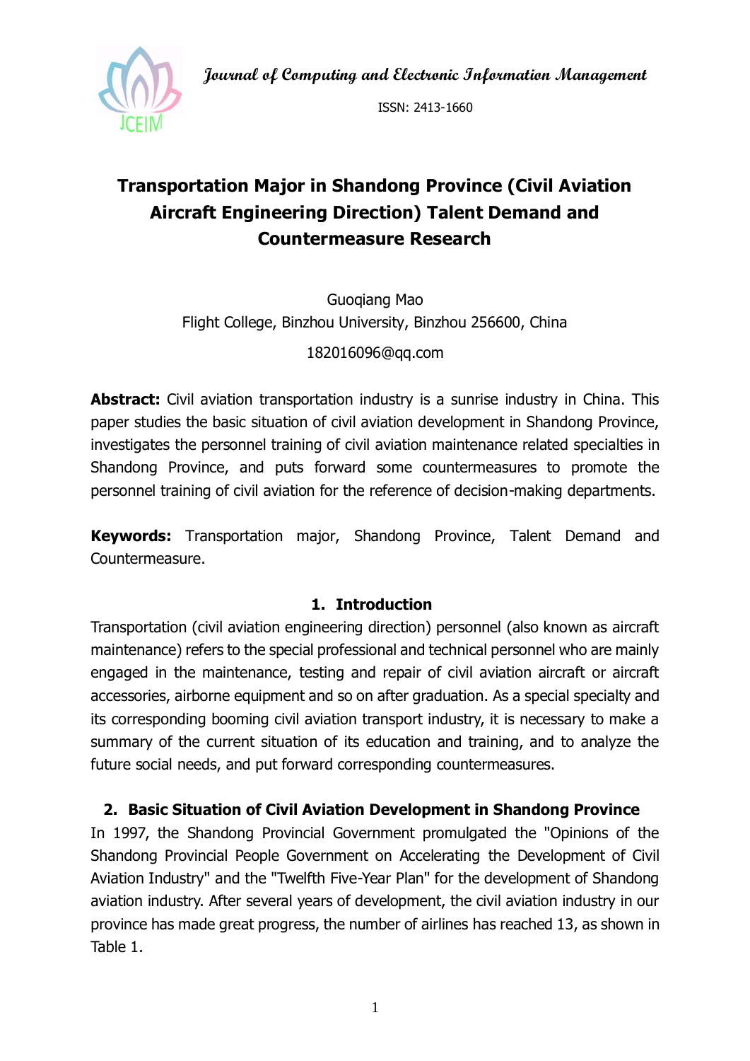# Transportation Major in Shandong Province (Civil Aviation Aircraft Engineering Direction) Talent Demand and Countermeasure Research

Guoqiang Mao

Flight College, Binzhou University, Binzhou 256600, China

182016096@qq.com

**Abstract:** Civil aviation transportation industry is a sunrise industry in China. This paper studies the basic situation of civil aviation development in Shandong Province, investigates the personnel training of civil aviation maintenance related specialties in Shandong Province, and puts forward some countermeasures to promote the personnel training of civil aviation for the reference of decision-making departments.

**Keywords:** Transportation major, Shandong Province, Talent Demand and Countermeasure.

## 1. Introduction

Transportation (civil aviation engineering direction) personnel (also known as aircraft maintenance) refers to the special professional and technical personnel who are mainly engaged in the maintenance, testing and repair of civil aviation aircraft or aircraft accessories, airborne equipment and so on after graduation. As a special specialty and its corresponding booming civil aviation transport industry, it is necessary to make a summary of the current situation of its education and training, and to analyze the future social needs, and put forward corresponding countermeasures.

## 2. Basic Situation of Civil Aviation Development in Shandong Province

In 1997, the Shandong Provincial Government promulgated the "Opinions of the Shandong Provincial People Government on Accelerating the Development of Civil Aviation Industry" and the "Twelfth Five-Year Plan" for the development of Shandong aviation industry. After several years of development, the civil aviation industry in our province has made great progress, the number of airlines has reached 13, as shown in Table 1.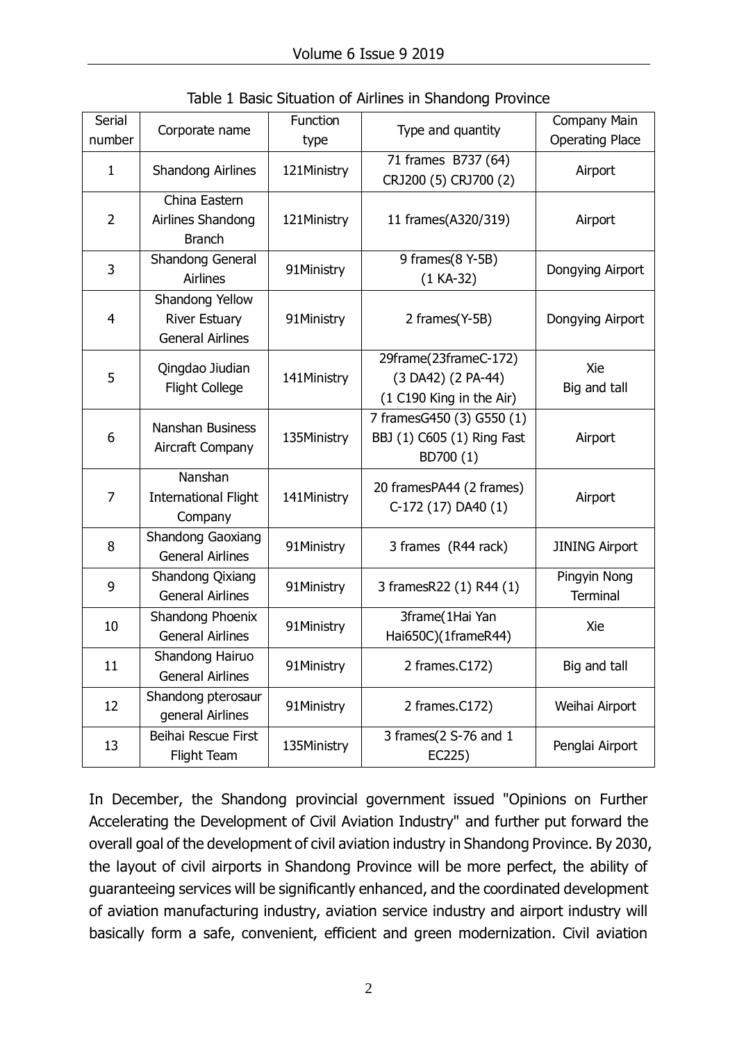Table 1 Basic Situation of Airlines in Shandong Province

| Serial number | Corporate name | Function type | Type and quantity | Company Main Operating Place |
|---|---|---|---|---|
| 1 | Shandong Airlines | 121Ministry | 71 frames B737 (64) CRJ200 (5) CRJ700 (2) | Airport |
| 2 | China Eastern Airlines Shandong Branch | 121Ministry | 11 frames(A320/319) | Airport |
| 3 | Shandong General Airlines | 91Ministry | 9 frames(8 Y-5B) (1 KA-32) | Dongying Airport |
| 4 | Shandong Yellow River Estuary General Airlines | 91Ministry | 2 frames(Y-5B) | Dongying Airport |
| 5 | Qingdao Jiudian Flight College | 141Ministry | 29frame(23frameC-172) (3 DA42) (2 PA-44) (1 C190 King in the Air) | Xie Big and tall |
| 6 | Nanshan Business Aircraft Company | 135Ministry | 7 framesG450 (3) G550 (1) BBJ (1) C605 (1) Ring Fast BD700 (1) | Airport |
| 7 | Nanshan International Flight Company | 141Ministry | 20 framesPA44 (2 frames) C-172 (17) DA40 (1) | Airport |
| 8 | Shandong Gaoxiang General Airlines | 91Ministry | 3 frames (R44 rack) | JINING Airport |
| 9 | Shandong Qixiang General Airlines | 91Ministry | 3 framesR22 (1) R44 (1) | Pingyin Nong Terminal |
| 10 | Shandong Phoenix General Airlines | 91Ministry | 3frame(1Hai Yan Hai650C)(1frameR44) | Xie |
| 11 | Shandong Hairuo General Airlines | 91Ministry | 2 frames.C172) | Big and tall |
| 12 | Shandong pterosaur general Airlines | 91Ministry | 2 frames.C172) | Weihai Airport |
| 13 | Beihai Rescue First Flight Team | 135Ministry | 3 frames(2 S-76 and 1 EC225) | Penglai Airport |

In December, the Shandong provincial government issued "Opinions on Further Accelerating the Development of Civil Aviation Industry" and further put forward the overall goal of the development of civil aviation industry in Shandong Province. By 2030, the layout of civil airports in Shandong Province will be more perfect, the ability of guaranteeing services will be significantly enhanced, and the coordinated development of aviation manufacturing industry, aviation service industry and airport industry will basically form a safe, convenient, efficient and green modernization. Civil aviation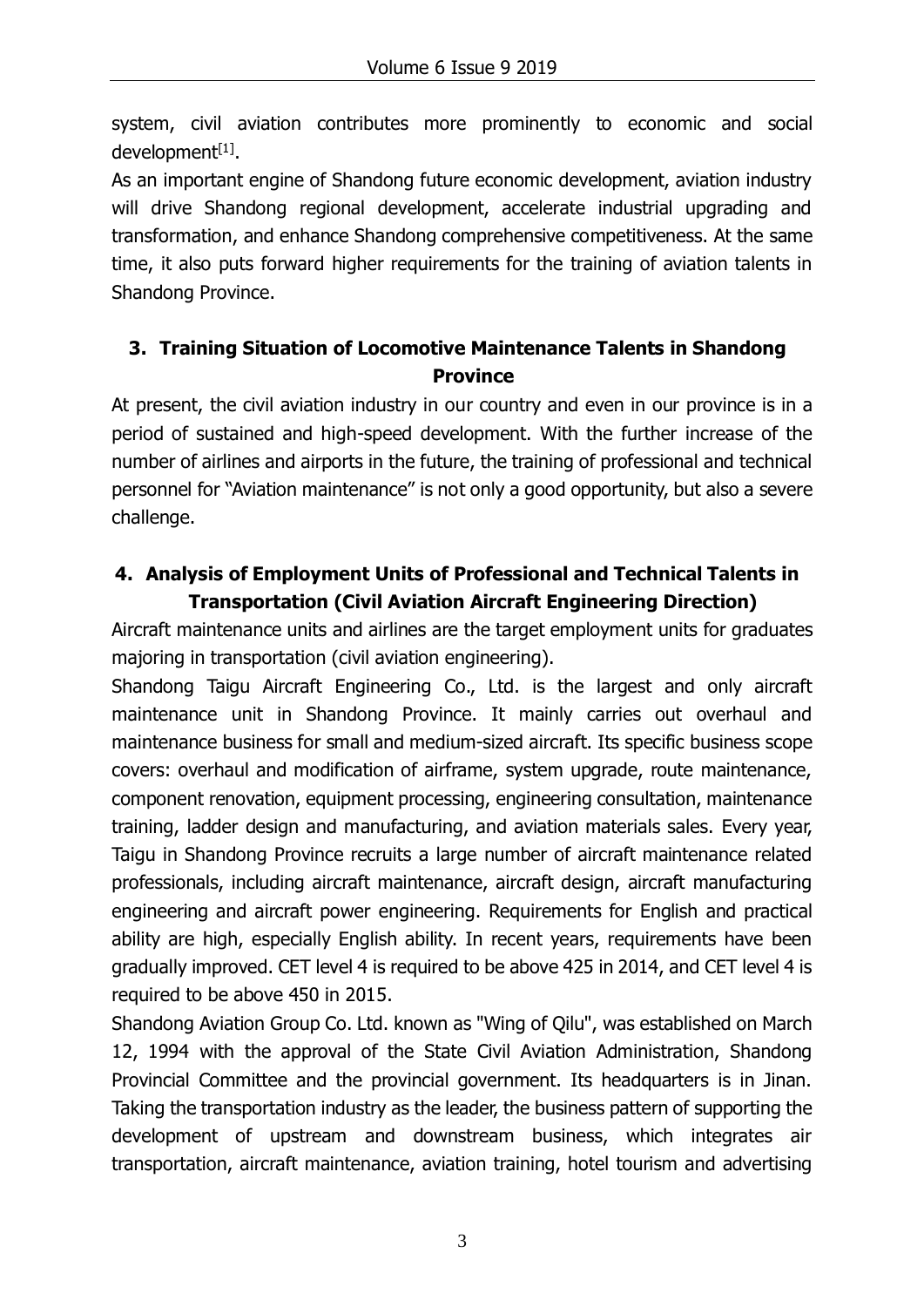system, civil aviation contributes more prominently to economic and social development[1].

As an important engine of Shandong future economic development, aviation industry will drive Shandong regional development, accelerate industrial upgrading and transformation, and enhance Shandong comprehensive competitiveness. At the same time, it also puts forward higher requirements for the training of aviation talents in Shandong Province.

## 3. Training Situation of Locomotive Maintenance Talents in Shandong Province

At present, the civil aviation industry in our country and even in our province is in a period of sustained and high-speed development. With the further increase of the number of airlines and airports in the future, the training of professional and technical personnel for "Aviation maintenance" is not only a good opportunity, but also a severe challenge.

## 4. Analysis of Employment Units of Professional and Technical Talents in Transportation (Civil Aviation Aircraft Engineering Direction)

Aircraft maintenance units and airlines are the target employment units for graduates majoring in transportation (civil aviation engineering).

Shandong Taigu Aircraft Engineering Co., Ltd. is the largest and only aircraft maintenance unit in Shandong Province. It mainly carries out overhaul and maintenance business for small and medium-sized aircraft. Its specific business scope covers: overhaul and modification of airframe, system upgrade, route maintenance, component renovation, equipment processing, engineering consultation, maintenance training, ladder design and manufacturing, and aviation materials sales. Every year, Taigu in Shandong Province recruits a large number of aircraft maintenance related professionals, including aircraft maintenance, aircraft design, aircraft manufacturing engineering and aircraft power engineering. Requirements for English and practical ability are high, especially English ability. In recent years, requirements have been gradually improved. CET level 4 is required to be above 425 in 2014, and CET level 4 is required to be above 450 in 2015.

Shandong Aviation Group Co. Ltd. known as "Wing of Qilu", was established on March 12, 1994 with the approval of the State Civil Aviation Administration, Shandong Provincial Committee and the provincial government. Its headquarters is in Jinan. Taking the transportation industry as the leader, the business pattern of supporting the development of upstream and downstream business, which integrates air transportation, aircraft maintenance, aviation training, hotel tourism and advertising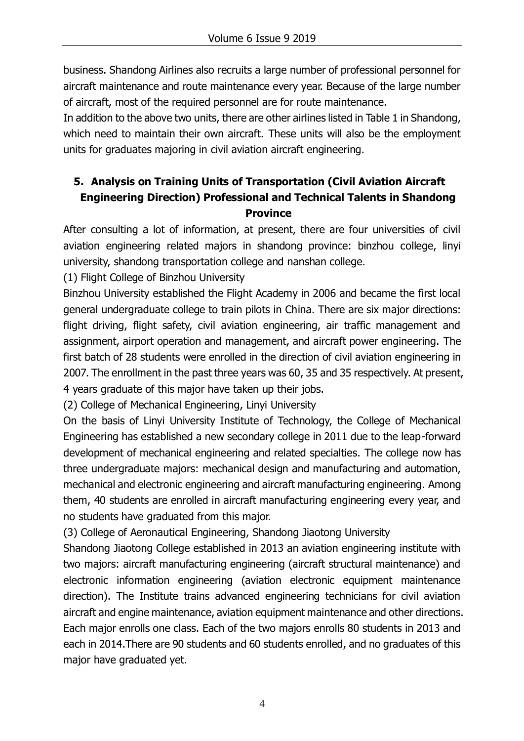business. Shandong Airlines also recruits a large number of professional personnel for aircraft maintenance and route maintenance every year. Because of the large number of aircraft, most of the required personnel are for route maintenance.

In addition to the above two units, there are other airlines listed in Table 1 in Shandong, which need to maintain their own aircraft. These units will also be the employment units for graduates majoring in civil aviation aircraft engineering.

## 5. Analysis on Training Units of Transportation (Civil Aviation Aircraft Engineering Direction) Professional and Technical Talents in Shandong Province

After consulting a lot of information, at present, there are four universities of civil aviation engineering related majors in shandong province: binzhou college, linyi university, shandong transportation college and nanshan college.

(1) Flight College of Binzhou University

Binzhou University established the Flight Academy in 2006 and became the first local general undergraduate college to train pilots in China. There are six major directions: flight driving, flight safety, civil aviation engineering, air traffic management and assignment, airport operation and management, and aircraft power engineering. The first batch of 28 students were enrolled in the direction of civil aviation engineering in 2007. The enrollment in the past three years was 60, 35 and 35 respectively. At present, 4 years graduate of this major have taken up their jobs.

(2) College of Mechanical Engineering, Linyi University

On the basis of Linyi University Institute of Technology, the College of Mechanical Engineering has established a new secondary college in 2011 due to the leap-forward development of mechanical engineering and related specialties. The college now has three undergraduate majors: mechanical design and manufacturing and automation, mechanical and electronic engineering and aircraft manufacturing engineering. Among them, 40 students are enrolled in aircraft manufacturing engineering every year, and no students have graduated from this major.

(3) College of Aeronautical Engineering, Shandong Jiaotong University

Shandong Jiaotong College established in 2013 an aviation engineering institute with two majors: aircraft manufacturing engineering (aircraft structural maintenance) and electronic information engineering (aviation electronic equipment maintenance direction). The Institute trains advanced engineering technicians for civil aviation aircraft and engine maintenance, aviation equipment maintenance and other directions. Each major enrolls one class. Each of the two majors enrolls 80 students in 2013 and each in 2014.There are 90 students and 60 students enrolled, and no graduates of this major have graduated yet.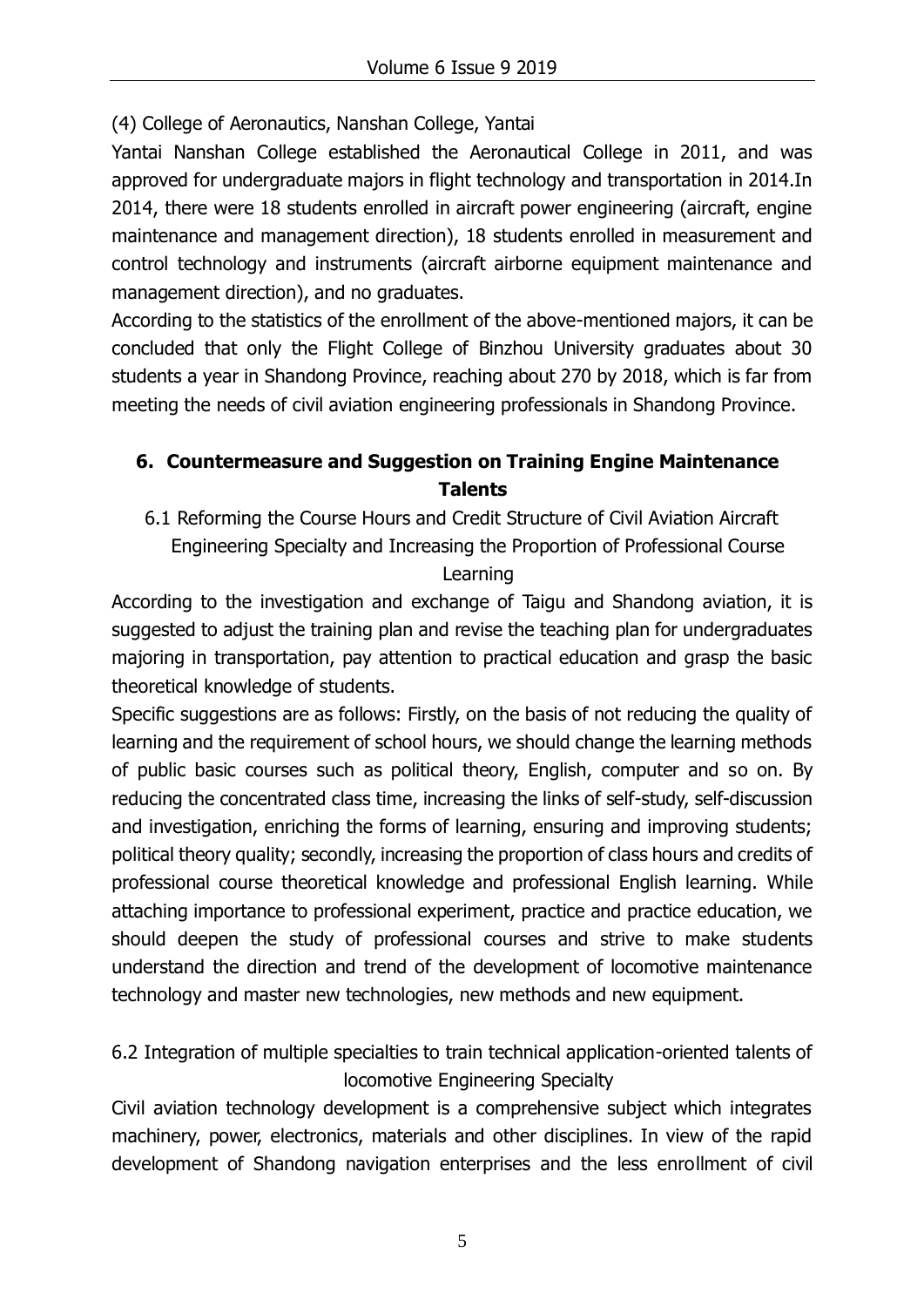(4) College of Aeronautics, Nanshan College, Yantai

Yantai Nanshan College established the Aeronautical College in 2011, and was approved for undergraduate majors in flight technology and transportation in 2014.In 2014, there were 18 students enrolled in aircraft power engineering (aircraft, engine maintenance and management direction), 18 students enrolled in measurement and control technology and instruments (aircraft airborne equipment maintenance and management direction), and no graduates.

According to the statistics of the enrollment of the above-mentioned majors, it can be concluded that only the Flight College of Binzhou University graduates about 30 students a year in Shandong Province, reaching about 270 by 2018, which is far from meeting the needs of civil aviation engineering professionals in Shandong Province.

## 6. Countermeasure and Suggestion on Training Engine Maintenance Talents

### 6.1 Reforming the Course Hours and Credit Structure of Civil Aviation Aircraft Engineering Specialty and Increasing the Proportion of Professional Course Learning

According to the investigation and exchange of Taigu and Shandong aviation, it is suggested to adjust the training plan and revise the teaching plan for undergraduates majoring in transportation, pay attention to practical education and grasp the basic theoretical knowledge of students.

Specific suggestions are as follows: Firstly, on the basis of not reducing the quality of learning and the requirement of school hours, we should change the learning methods of public basic courses such as political theory, English, computer and so on. By reducing the concentrated class time, increasing the links of self-study, self-discussion and investigation, enriching the forms of learning, ensuring and improving students; political theory quality; secondly, increasing the proportion of class hours and credits of professional course theoretical knowledge and professional English learning. While attaching importance to professional experiment, practice and practice education, we should deepen the study of professional courses and strive to make students understand the direction and trend of the development of locomotive maintenance technology and master new technologies, new methods and new equipment.

### 6.2 Integration of multiple specialties to train technical application-oriented talents of locomotive Engineering Specialty

Civil aviation technology development is a comprehensive subject which integrates machinery, power, electronics, materials and other disciplines. In view of the rapid development of Shandong navigation enterprises and the less enrollment of civil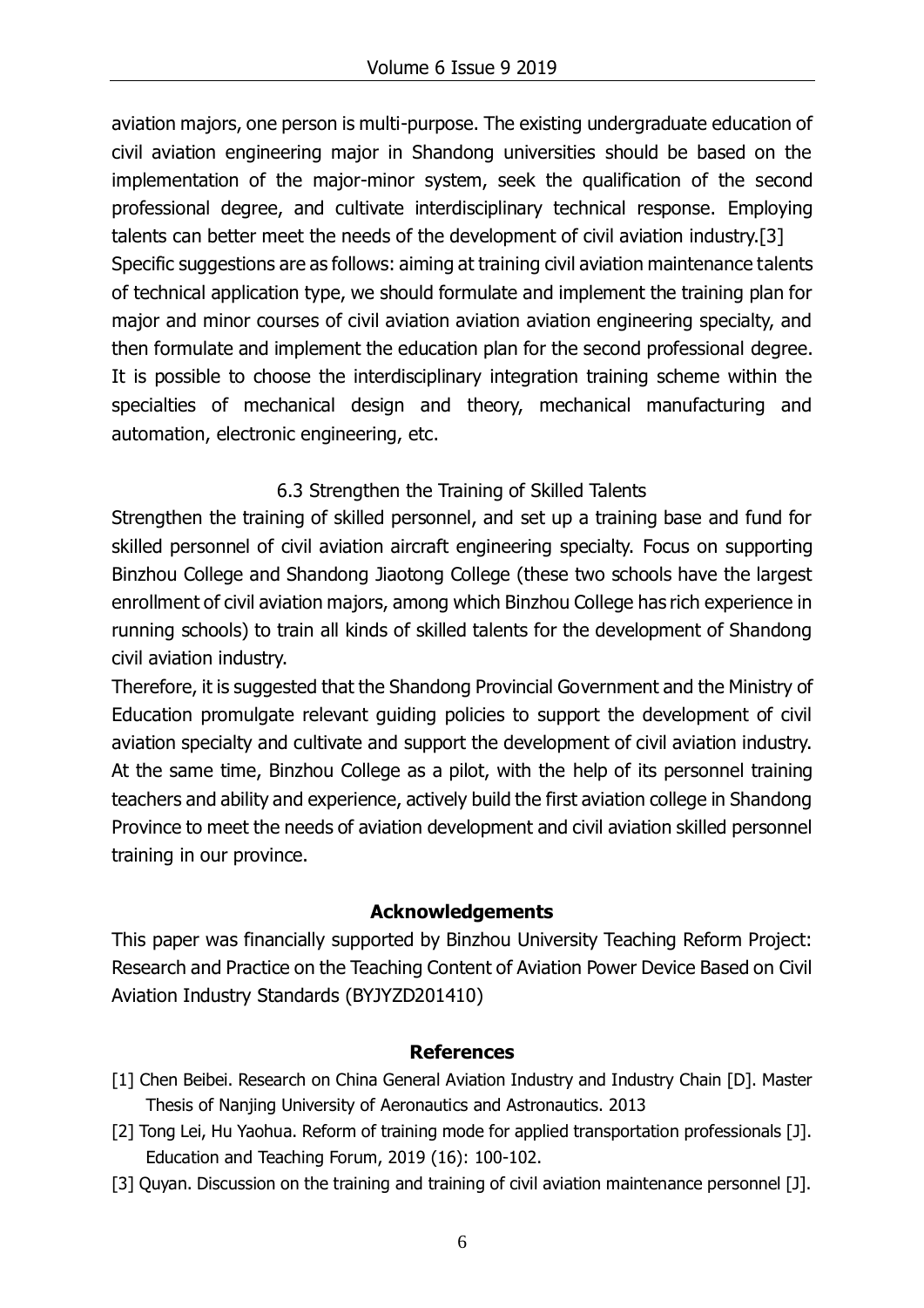aviation majors, one person is multi-purpose. The existing undergraduate education of civil aviation engineering major in Shandong universities should be based on the implementation of the major-minor system, seek the qualification of the second professional degree, and cultivate interdisciplinary technical response. Employing talents can better meet the needs of the development of civil aviation industry.[3]

Specific suggestions are as follows: aiming at training civil aviation maintenance talents of technical application type, we should formulate and implement the training plan for major and minor courses of civil aviation aviation aviation engineering specialty, and then formulate and implement the education plan for the second professional degree. It is possible to choose the interdisciplinary integration training scheme within the specialties of mechanical design and theory, mechanical manufacturing and automation, electronic engineering, etc.

### 6.3 Strengthen the Training of Skilled Talents

Strengthen the training of skilled personnel, and set up a training base and fund for skilled personnel of civil aviation aircraft engineering specialty. Focus on supporting Binzhou College and Shandong Jiaotong College (these two schools have the largest enrollment of civil aviation majors, among which Binzhou College has rich experience in running schools) to train all kinds of skilled talents for the development of Shandong civil aviation industry.

Therefore, it is suggested that the Shandong Provincial Government and the Ministry of Education promulgate relevant guiding policies to support the development of civil aviation specialty and cultivate and support the development of civil aviation industry. At the same time, Binzhou College as a pilot, with the help of its personnel training teachers and ability and experience, actively build the first aviation college in Shandong Province to meet the needs of aviation development and civil aviation skilled personnel training in our province.

## Acknowledgements

This paper was financially supported by Binzhou University Teaching Reform Project: Research and Practice on the Teaching Content of Aviation Power Device Based on Civil Aviation Industry Standards (BYJYZD201410)

## References

[1] Chen Beibei. Research on China General Aviation Industry and Industry Chain [D]. Master Thesis of Nanjing University of Aeronautics and Astronautics. 2013

[2] Tong Lei, Hu Yaohua. Reform of training mode for applied transportation professionals [J]. Education and Teaching Forum, 2019 (16): 100-102.

[3] Quyan. Discussion on the training and training of civil aviation maintenance personnel [J].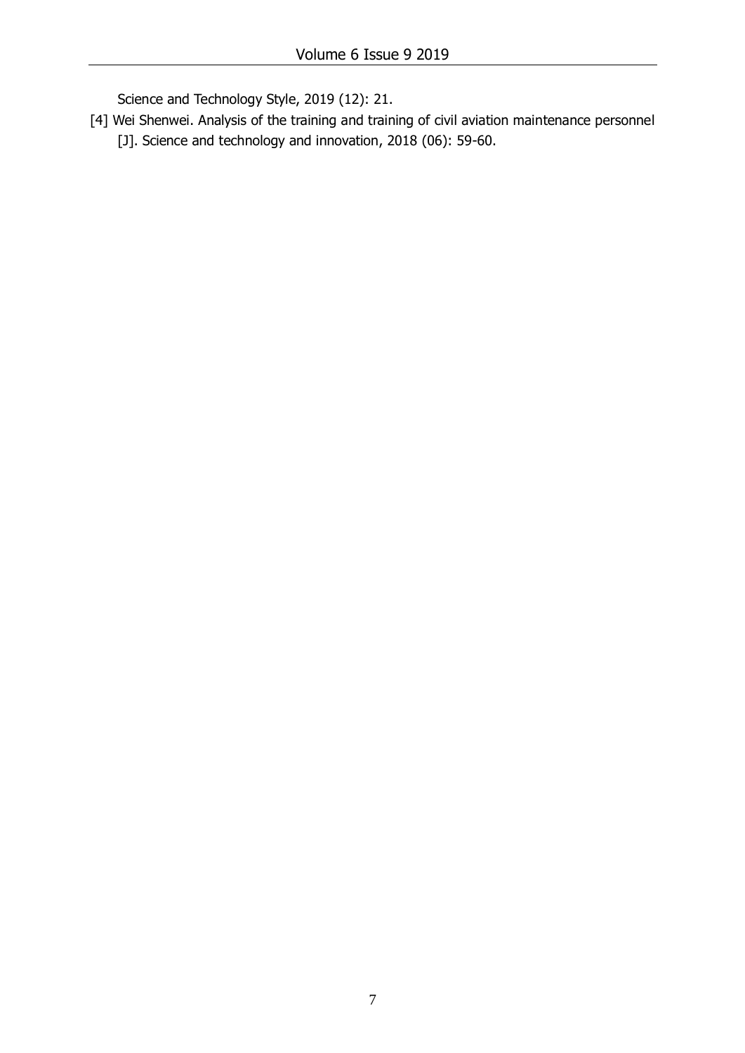Science and Technology Style, 2019 (12): 21.

[4] Wei Shenwei. Analysis of the training and training of civil aviation maintenance personnel [J]. Science and technology and innovation, 2018 (06): 59-60.